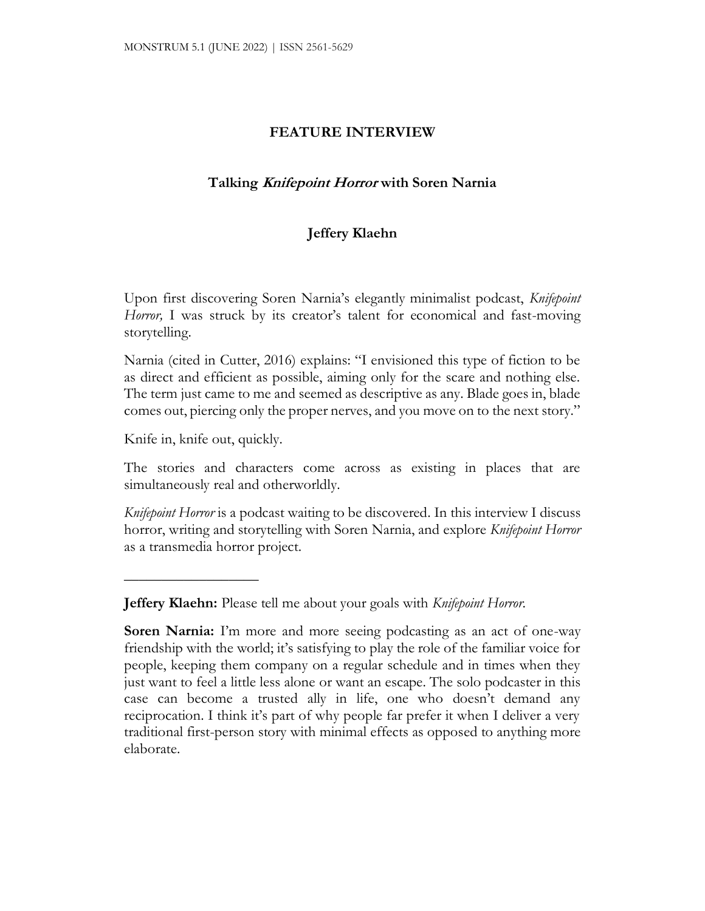**FEATURE INTERVIEW**

# Talking *Knifepoint Horror* with Soren Narnia

**Jeffery Klaehn**

Upon first discovering Soren Narnia's elegantly minimalist podcast, *Knifepoint Horror,* I was struck by its creator's talent for economical and fast-moving storytelling.

Narnia (cited in Cutter, 2016) explains: "I envisioned this type of fiction to be as direct and efficient as possible, aiming only for the scare and nothing else. The term just came to me and seemed as descriptive as any. Blade goes in, blade comes out, piercing only the proper nerves, and you move on to the next story."

Knife in, knife out, quickly.

The stories and characters come across as existing in places that are simultaneously real and otherworldly.

*Knifepoint Horror* is a podcast waiting to be discovered. In this interview I discuss horror, writing and storytelling with Soren Narnia, and explore *Knifepoint Horror* as a transmedia horror project.

---

**Jeffery Klaehn:** Please tell me about your goals with *Knifepoint Horror.*

**Soren Narnia:** I'm more and more seeing podcasting as an act of one-way friendship with the world; it's satisfying to play the role of the familiar voice for people, keeping them company on a regular schedule and in times when they just want to feel a little less alone or want an escape. The solo podcaster in this case can become a trusted ally in life, one who doesn't demand any reciprocation. I think it's part of why people far prefer it when I deliver a very traditional first-person story with minimal effects as opposed to anything more elaborate.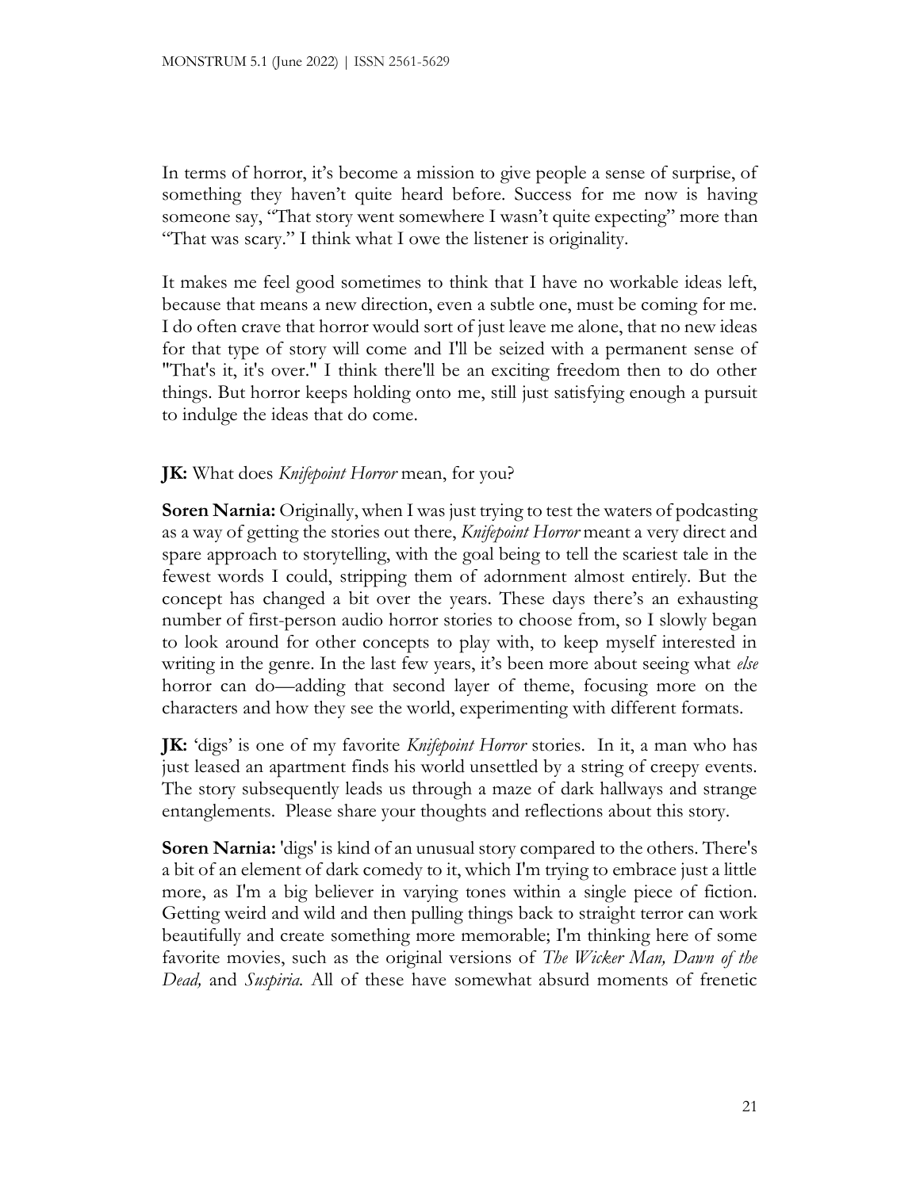In terms of horror, it's become a mission to give people a sense of surprise, of something they haven't quite heard before. Success for me now is having someone say, "That story went somewhere I wasn't quite expecting" more than "That was scary." I think what I owe the listener is originality.

It makes me feel good sometimes to think that I have no workable ideas left, because that means a new direction, even a subtle one, must be coming for me. I do often crave that horror would sort of just leave me alone, that no new ideas for that type of story will come and I'll be seized with a permanent sense of "That's it, it's over." I think there'll be an exciting freedom then to do other things. But horror keeps holding onto me, still just satisfying enough a pursuit to indulge the ideas that do come.

**JK:** What does *Knifepoint Horror* mean, for you?

**Soren Narnia:** Originally, when I was just trying to test the waters of podcasting as a way of getting the stories out there, *Knifepoint Horror* meant a very direct and spare approach to storytelling, with the goal being to tell the scariest tale in the fewest words I could, stripping them of adornment almost entirely. But the concept has changed a bit over the years. These days there's an exhausting number of first-person audio horror stories to choose from, so I slowly began to look around for other concepts to play with, to keep myself interested in writing in the genre. In the last few years, it's been more about seeing what *else* horror can do—adding that second layer of theme, focusing more on the characters and how they see the world, experimenting with different formats.

**JK:** 'digs' is one of my favorite *Knifepoint Horror* stories. In it, a man who has just leased an apartment finds his world unsettled by a string of creepy events. The story subsequently leads us through a maze of dark hallways and strange entanglements. Please share your thoughts and reflections about this story.

**Soren Narnia:** 'digs' is kind of an unusual story compared to the others. There's a bit of an element of dark comedy to it, which I'm trying to embrace just a little more, as I'm a big believer in varying tones within a single piece of fiction. Getting weird and wild and then pulling things back to straight terror can work beautifully and create something more memorable; I'm thinking here of some favorite movies, such as the original versions of *The Wicker Man, Dawn of the Dead,* and *Suspiria.* All of these have somewhat absurd moments of frenetic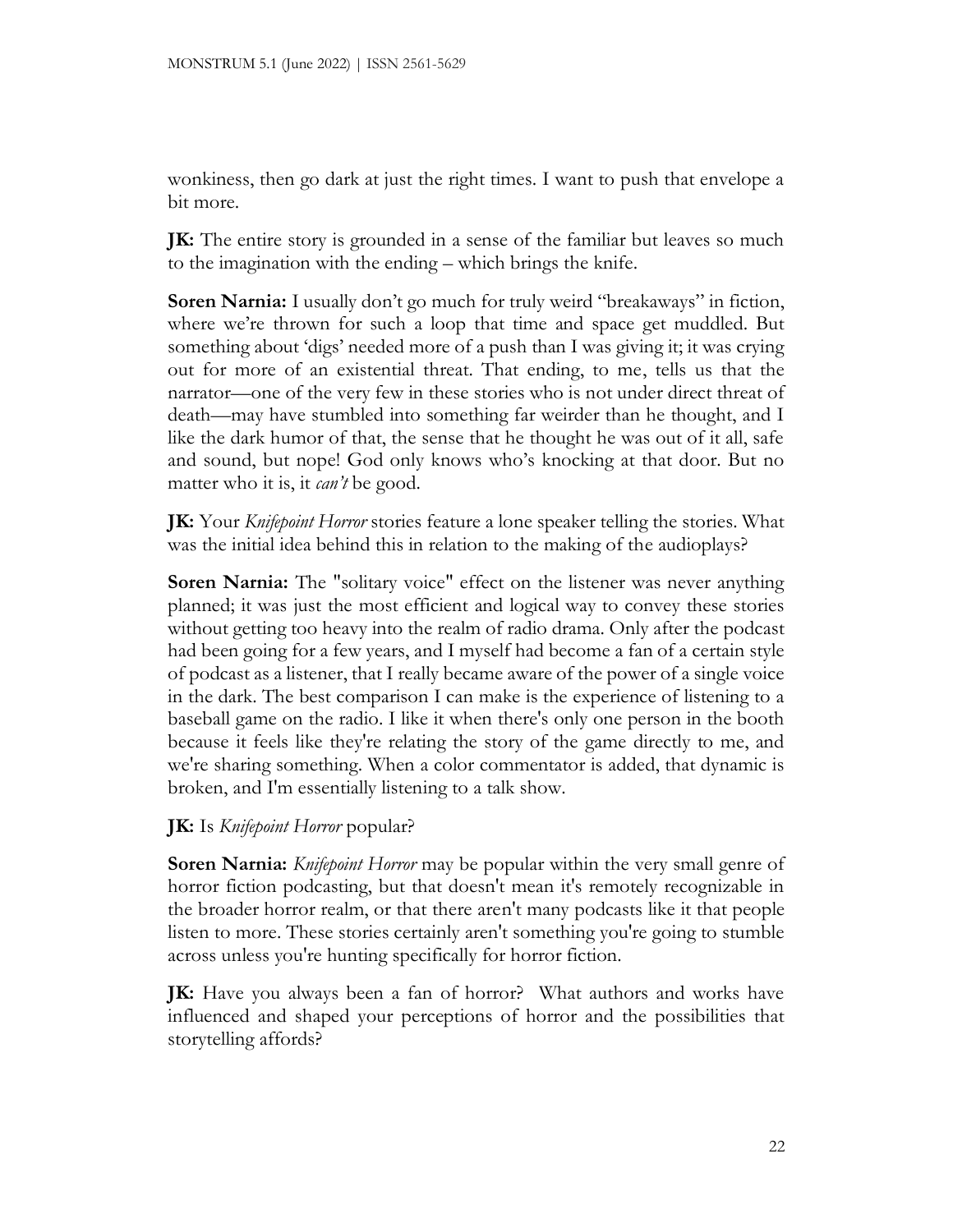wonkiness, then go dark at just the right times. I want to push that envelope a bit more.

**JK:** The entire story is grounded in a sense of the familiar but leaves so much to the imagination with the ending – which brings the knife.

**Soren Narnia:** I usually don't go much for truly weird "breakaways" in fiction, where we're thrown for such a loop that time and space get muddled. But something about 'digs' needed more of a push than I was giving it; it was crying out for more of an existential threat. That ending, to me, tells us that the narrator—one of the very few in these stories who is not under direct threat of death—may have stumbled into something far weirder than he thought, and I like the dark humor of that, the sense that he thought he was out of it all, safe and sound, but nope! God only knows who's knocking at that door. But no matter who it is, it *can't* be good.

**JK:** Your *Knifepoint Horror* stories feature a lone speaker telling the stories. What was the initial idea behind this in relation to the making of the audioplays?

**Soren Narnia:** The "solitary voice" effect on the listener was never anything planned; it was just the most efficient and logical way to convey these stories without getting too heavy into the realm of radio drama. Only after the podcast had been going for a few years, and I myself had become a fan of a certain style of podcast as a listener, that I really became aware of the power of a single voice in the dark. The best comparison I can make is the experience of listening to a baseball game on the radio. I like it when there's only one person in the booth because it feels like they're relating the story of the game directly to me, and we're sharing something. When a color commentator is added, that dynamic is broken, and I'm essentially listening to a talk show.

**JK:** Is *Knifepoint Horror* popular?

**Soren Narnia:** *Knifepoint Horror* may be popular within the very small genre of horror fiction podcasting, but that doesn't mean it's remotely recognizable in the broader horror realm, or that there aren't many podcasts like it that people listen to more. These stories certainly aren't something you're going to stumble across unless you're hunting specifically for horror fiction.

**JK:** Have you always been a fan of horror? What authors and works have influenced and shaped your perceptions of horror and the possibilities that storytelling affords?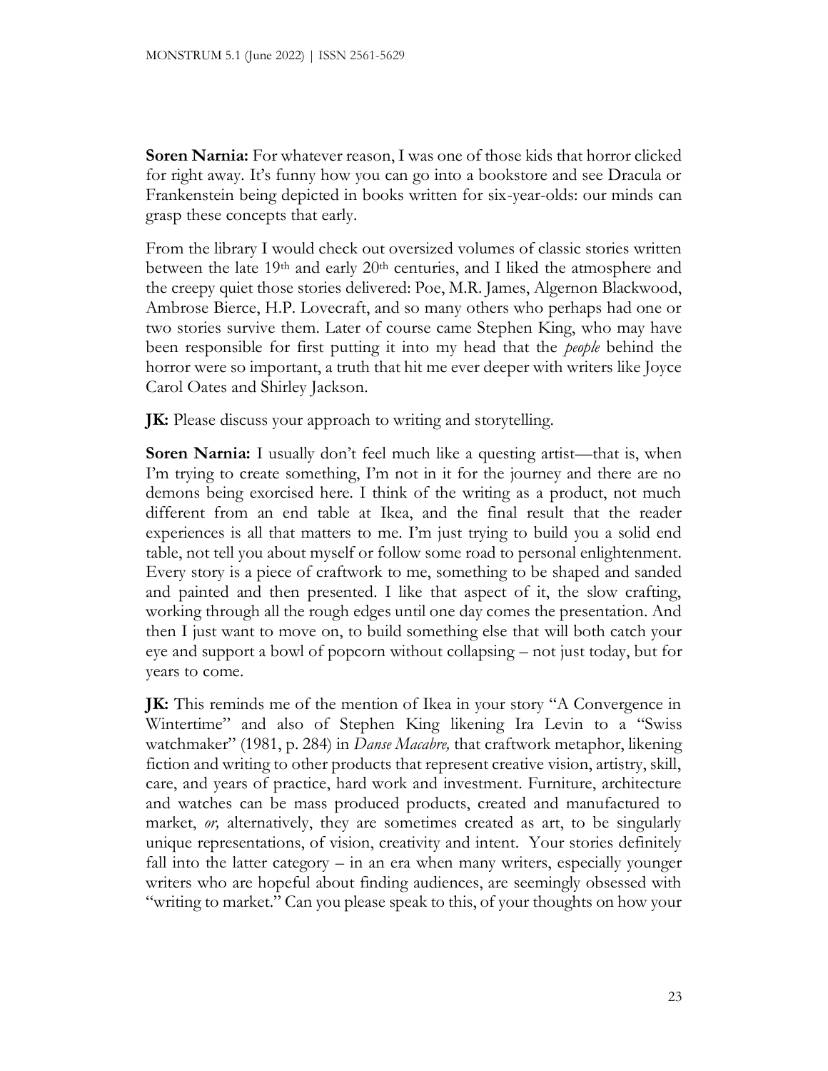**Soren Narnia:** For whatever reason, I was one of those kids that horror clicked for right away. It's funny how you can go into a bookstore and see Dracula or Frankenstein being depicted in books written for six-year-olds: our minds can grasp these concepts that early.

From the library I would check out oversized volumes of classic stories written between the late 19th and early 20th centuries, and I liked the atmosphere and the creepy quiet those stories delivered: Poe, M.R. James, Algernon Blackwood, Ambrose Bierce, H.P. Lovecraft, and so many others who perhaps had one or two stories survive them. Later of course came Stephen King, who may have been responsible for first putting it into my head that the *people* behind the horror were so important, a truth that hit me ever deeper with writers like Joyce Carol Oates and Shirley Jackson.

**JK:** Please discuss your approach to writing and storytelling.

**Soren Narnia:** I usually don't feel much like a questing artist—that is, when I'm trying to create something, I'm not in it for the journey and there are no demons being exorcised here. I think of the writing as a product, not much different from an end table at Ikea, and the final result that the reader experiences is all that matters to me. I'm just trying to build you a solid end table, not tell you about myself or follow some road to personal enlightenment. Every story is a piece of craftwork to me, something to be shaped and sanded and painted and then presented. I like that aspect of it, the slow crafting, working through all the rough edges until one day comes the presentation. And then I just want to move on, to build something else that will both catch your eye and support a bowl of popcorn without collapsing – not just today, but for years to come.

**JK:** This reminds me of the mention of Ikea in your story "A Convergence in Wintertime" and also of Stephen King likening Ira Levin to a "Swiss watchmaker" (1981, p. 284) in *Danse Macabre,* that craftwork metaphor, likening fiction and writing to other products that represent creative vision, artistry, skill, care, and years of practice, hard work and investment. Furniture, architecture and watches can be mass produced products, created and manufactured to market, *or,* alternatively, they are sometimes created as art, to be singularly unique representations, of vision, creativity and intent. Your stories definitely fall into the latter category – in an era when many writers, especially younger writers who are hopeful about finding audiences, are seemingly obsessed with "writing to market." Can you please speak to this, of your thoughts on how your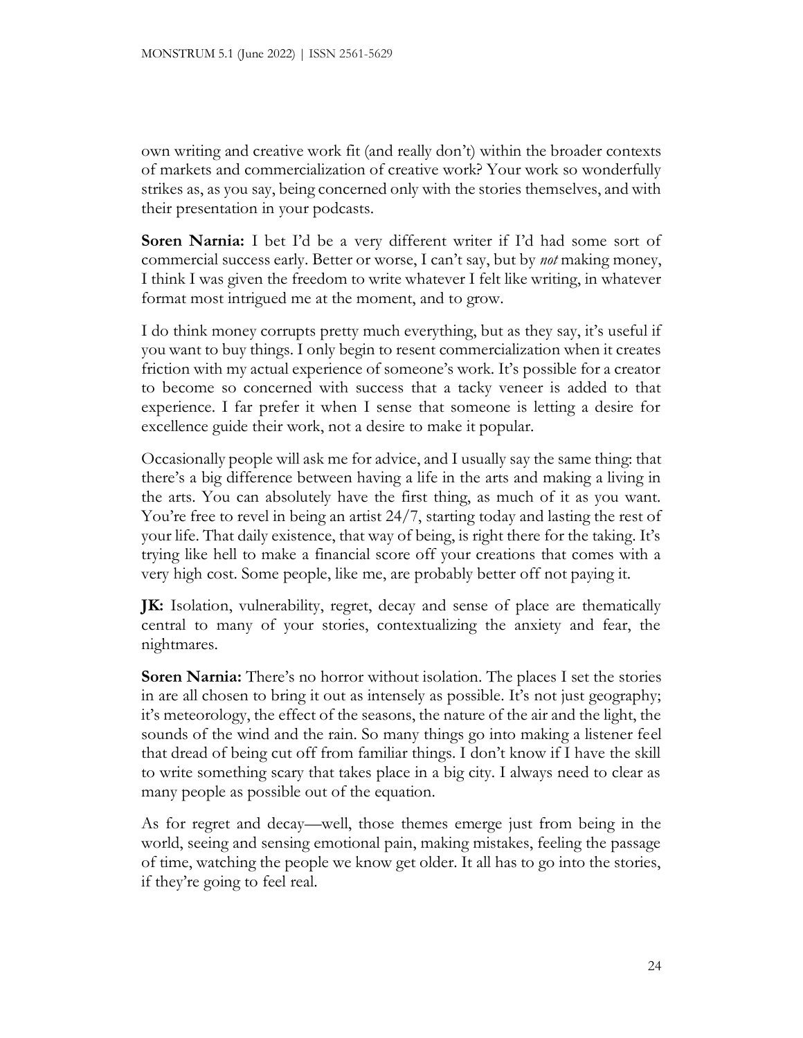own writing and creative work fit (and really don't) within the broader contexts of markets and commercialization of creative work? Your work so wonderfully strikes as, as you say, being concerned only with the stories themselves, and with their presentation in your podcasts.

**Soren Narnia:** I bet I'd be a very different writer if I'd had some sort of commercial success early. Better or worse, I can't say, but by *not* making money, I think I was given the freedom to write whatever I felt like writing, in whatever format most intrigued me at the moment, and to grow.

I do think money corrupts pretty much everything, but as they say, it's useful if you want to buy things. I only begin to resent commercialization when it creates friction with my actual experience of someone's work. It's possible for a creator to become so concerned with success that a tacky veneer is added to that experience. I far prefer it when I sense that someone is letting a desire for excellence guide their work, not a desire to make it popular.

Occasionally people will ask me for advice, and I usually say the same thing: that there's a big difference between having a life in the arts and making a living in the arts. You can absolutely have the first thing, as much of it as you want. You're free to revel in being an artist 24/7, starting today and lasting the rest of your life. That daily existence, that way of being, is right there for the taking. It's trying like hell to make a financial score off your creations that comes with a very high cost. Some people, like me, are probably better off not paying it.

**JK:** Isolation, vulnerability, regret, decay and sense of place are thematically central to many of your stories, contextualizing the anxiety and fear, the nightmares.

**Soren Narnia:** There's no horror without isolation. The places I set the stories in are all chosen to bring it out as intensely as possible. It's not just geography; it's meteorology, the effect of the seasons, the nature of the air and the light, the sounds of the wind and the rain. So many things go into making a listener feel that dread of being cut off from familiar things. I don't know if I have the skill to write something scary that takes place in a big city. I always need to clear as many people as possible out of the equation.

As for regret and decay—well, those themes emerge just from being in the world, seeing and sensing emotional pain, making mistakes, feeling the passage of time, watching the people we know get older. It all has to go into the stories, if they're going to feel real.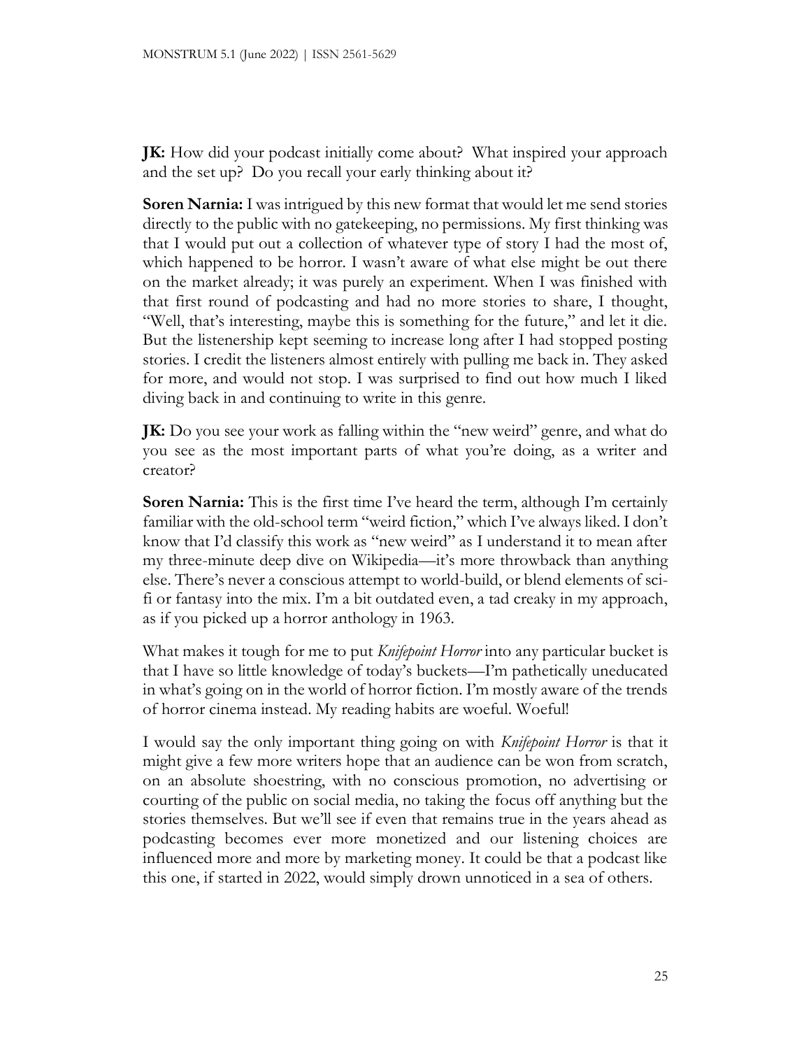**JK:** How did your podcast initially come about? What inspired your approach and the set up? Do you recall your early thinking about it?

**Soren Narnia:** I was intrigued by this new format that would let me send stories directly to the public with no gatekeeping, no permissions. My first thinking was that I would put out a collection of whatever type of story I had the most of, which happened to be horror. I wasn't aware of what else might be out there on the market already; it was purely an experiment. When I was finished with that first round of podcasting and had no more stories to share, I thought, "Well, that's interesting, maybe this is something for the future," and let it die. But the listenership kept seeming to increase long after I had stopped posting stories. I credit the listeners almost entirely with pulling me back in. They asked for more, and would not stop. I was surprised to find out how much I liked diving back in and continuing to write in this genre.

**JK:** Do you see your work as falling within the "new weird" genre, and what do you see as the most important parts of what you're doing, as a writer and creator?

**Soren Narnia:** This is the first time I've heard the term, although I'm certainly familiar with the old-school term "weird fiction," which I've always liked. I don't know that I'd classify this work as "new weird" as I understand it to mean after my three-minute deep dive on Wikipedia—it's more throwback than anything else. There's never a conscious attempt to world-build, or blend elements of sci-fi or fantasy into the mix. I'm a bit outdated even, a tad creaky in my approach, as if you picked up a horror anthology in 1963.

What makes it tough for me to put *Knifepoint Horror* into any particular bucket is that I have so little knowledge of today's buckets—I'm pathetically uneducated in what's going on in the world of horror fiction. I'm mostly aware of the trends of horror cinema instead. My reading habits are woeful. Woeful!

I would say the only important thing going on with *Knifepoint Horror* is that it might give a few more writers hope that an audience can be won from scratch, on an absolute shoestring, with no conscious promotion, no advertising or courting of the public on social media, no taking the focus off anything but the stories themselves. But we'll see if even that remains true in the years ahead as podcasting becomes ever more monetized and our listening choices are influenced more and more by marketing money. It could be that a podcast like this one, if started in 2022, would simply drown unnoticed in a sea of others.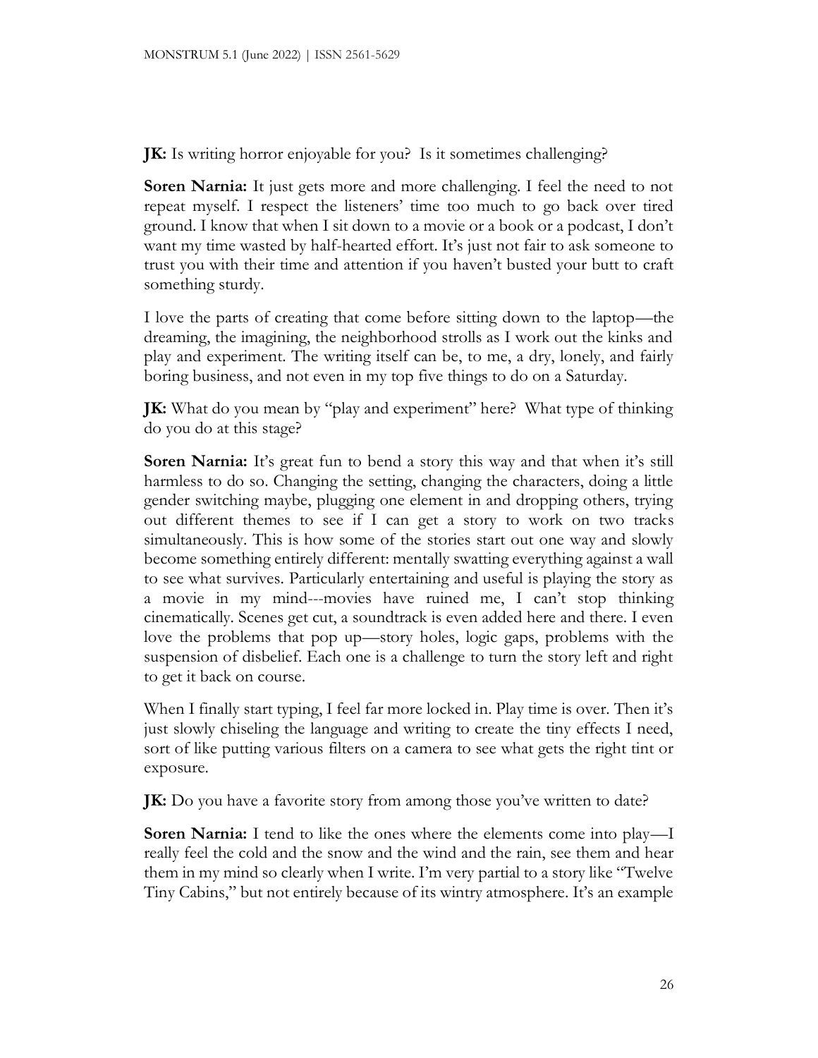**JK:** Is writing horror enjoyable for you? Is it sometimes challenging?

**Soren Narnia:** It just gets more and more challenging. I feel the need to not repeat myself. I respect the listeners' time too much to go back over tired ground. I know that when I sit down to a movie or a book or a podcast, I don't want my time wasted by half-hearted effort. It's just not fair to ask someone to trust you with their time and attention if you haven't busted your butt to craft something sturdy.

I love the parts of creating that come before sitting down to the laptop—the dreaming, the imagining, the neighborhood strolls as I work out the kinks and play and experiment. The writing itself can be, to me, a dry, lonely, and fairly boring business, and not even in my top five things to do on a Saturday.

**JK:** What do you mean by "play and experiment" here? What type of thinking do you do at this stage?

**Soren Narnia:** It's great fun to bend a story this way and that when it's still harmless to do so. Changing the setting, changing the characters, doing a little gender switching maybe, plugging one element in and dropping others, trying out different themes to see if I can get a story to work on two tracks simultaneously. This is how some of the stories start out one way and slowly become something entirely different: mentally swatting everything against a wall to see what survives. Particularly entertaining and useful is playing the story as a movie in my mind---movies have ruined me, I can't stop thinking cinematically. Scenes get cut, a soundtrack is even added here and there. I even love the problems that pop up—story holes, logic gaps, problems with the suspension of disbelief. Each one is a challenge to turn the story left and right to get it back on course.

When I finally start typing, I feel far more locked in. Play time is over. Then it's just slowly chiseling the language and writing to create the tiny effects I need, sort of like putting various filters on a camera to see what gets the right tint or exposure.

**JK:** Do you have a favorite story from among those you've written to date?

**Soren Narnia:** I tend to like the ones where the elements come into play—I really feel the cold and the snow and the wind and the rain, see them and hear them in my mind so clearly when I write. I'm very partial to a story like "Twelve Tiny Cabins," but not entirely because of its wintry atmosphere. It's an example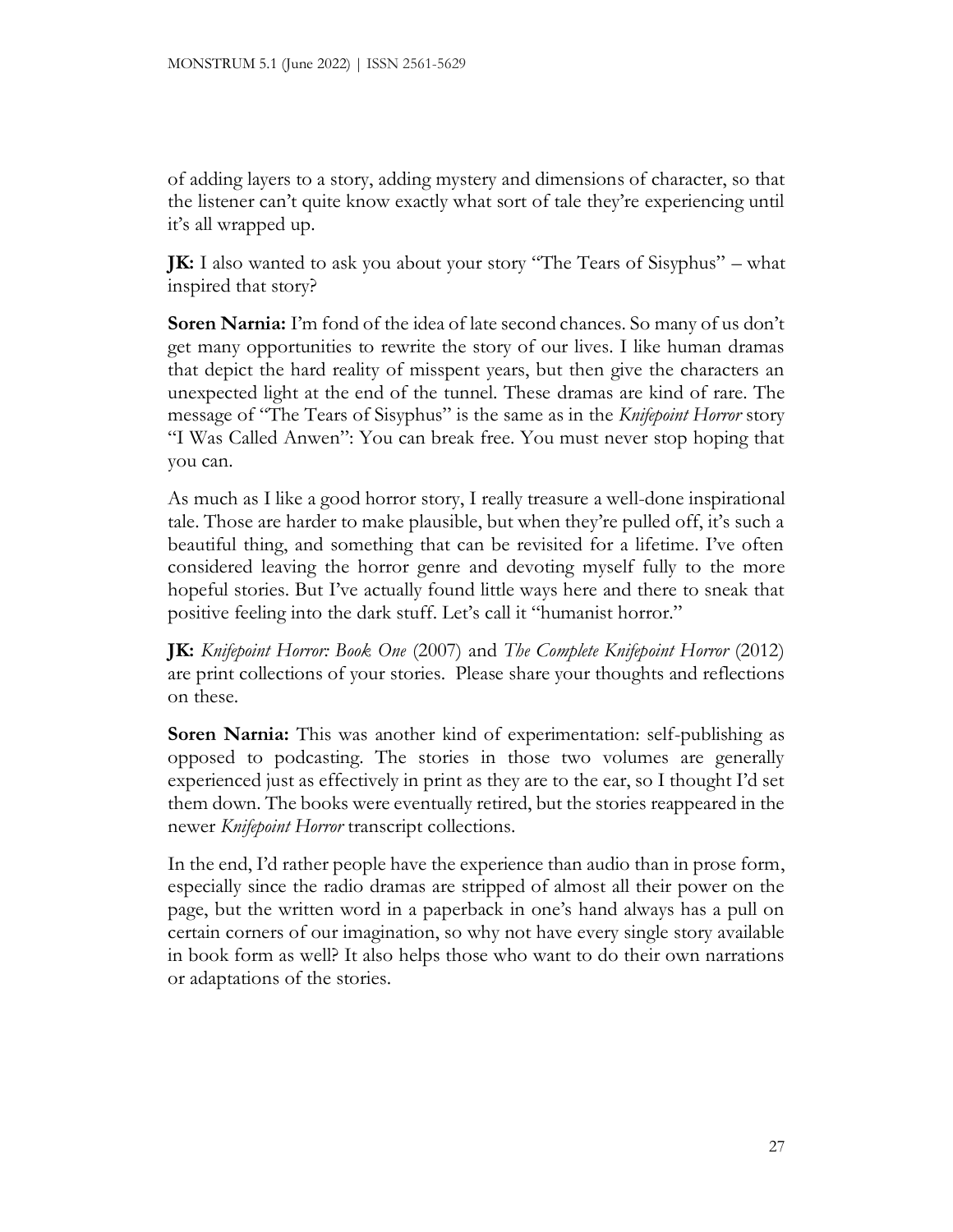of adding layers to a story, adding mystery and dimensions of character, so that the listener can't quite know exactly what sort of tale they're experiencing until it's all wrapped up.

**JK:** I also wanted to ask you about your story "The Tears of Sisyphus" – what inspired that story?

**Soren Narnia:** I'm fond of the idea of late second chances. So many of us don't get many opportunities to rewrite the story of our lives. I like human dramas that depict the hard reality of misspent years, but then give the characters an unexpected light at the end of the tunnel. These dramas are kind of rare. The message of "The Tears of Sisyphus" is the same as in the *Knifepoint Horror* story "I Was Called Anwen": You can break free. You must never stop hoping that you can.

As much as I like a good horror story, I really treasure a well-done inspirational tale. Those are harder to make plausible, but when they're pulled off, it's such a beautiful thing, and something that can be revisited for a lifetime. I've often considered leaving the horror genre and devoting myself fully to the more hopeful stories. But I've actually found little ways here and there to sneak that positive feeling into the dark stuff. Let's call it "humanist horror."

**JK:** *Knifepoint Horror: Book One* (2007) and *The Complete Knifepoint Horror* (2012) are print collections of your stories. Please share your thoughts and reflections on these.

**Soren Narnia:** This was another kind of experimentation: self-publishing as opposed to podcasting. The stories in those two volumes are generally experienced just as effectively in print as they are to the ear, so I thought I'd set them down. The books were eventually retired, but the stories reappeared in the newer *Knifepoint Horror* transcript collections.

In the end, I'd rather people have the experience than audio than in prose form, especially since the radio dramas are stripped of almost all their power on the page, but the written word in a paperback in one's hand always has a pull on certain corners of our imagination, so why not have every single story available in book form as well? It also helps those who want to do their own narrations or adaptations of the stories.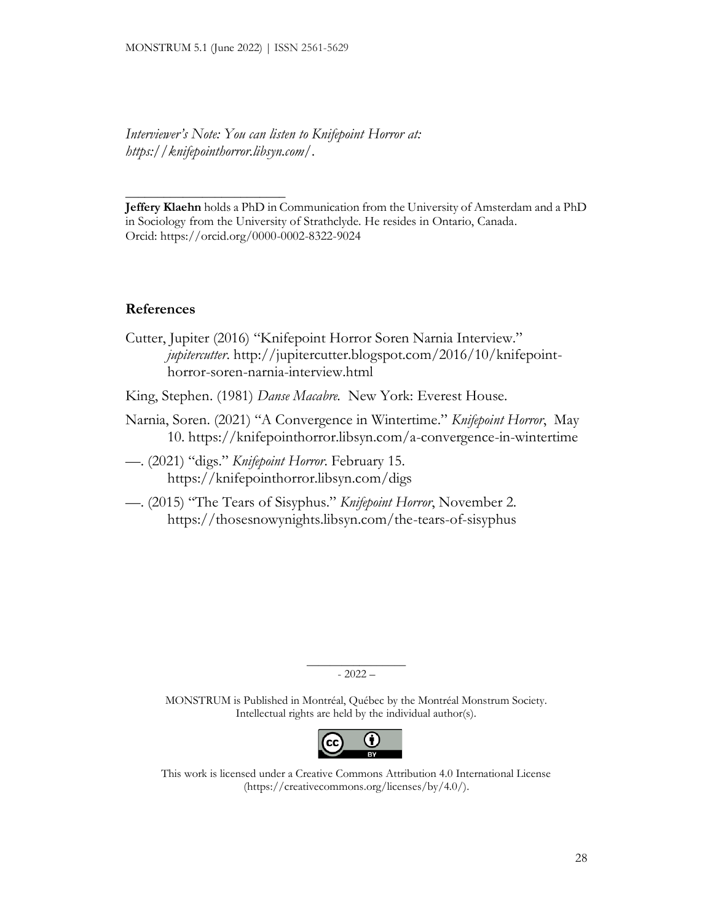*Interviewer's Note: You can listen to Knifepoint Horror at: https://knifepointhorror.libsyn.com/.*

---

**Jeffery Klaehn** holds a PhD in Communication from the University of Amsterdam and a PhD in Sociology from the University of Strathclyde. He resides in Ontario, Canada.
Orcid: https://orcid.org/0000-0002-8322-9024

## References

Cutter, Jupiter (2016) "Knifepoint Horror Soren Narnia Interview." *jupitercutter*. http://jupitercutter.blogspot.com/2016/10/knifepoint-horror-soren-narnia-interview.html

King, Stephen. (1981) *Danse Macabre.* New York: Everest House.

Narnia, Soren. (2021) "A Convergence in Wintertime." *Knifepoint Horror*, May 10. https://knifepointhorror.libsyn.com/a-convergence-in-wintertime

—. (2021) "digs." *Knifepoint Horror*. February 15. https://knifepointhorror.libsyn.com/digs

—. (2015) "The Tears of Sisyphus." *Knifepoint Horror*, November 2. https://thosesnowynights.libsyn.com/the-tears-of-sisyphus

---

- 2022 –

MONSTRUM is Published in Montréal, Québec by the Montréal Monstrum Society. Intellectual rights are held by the individual author(s).

This work is licensed under a Creative Commons Attribution 4.0 International License (https://creativecommons.org/licenses/by/4.0/).